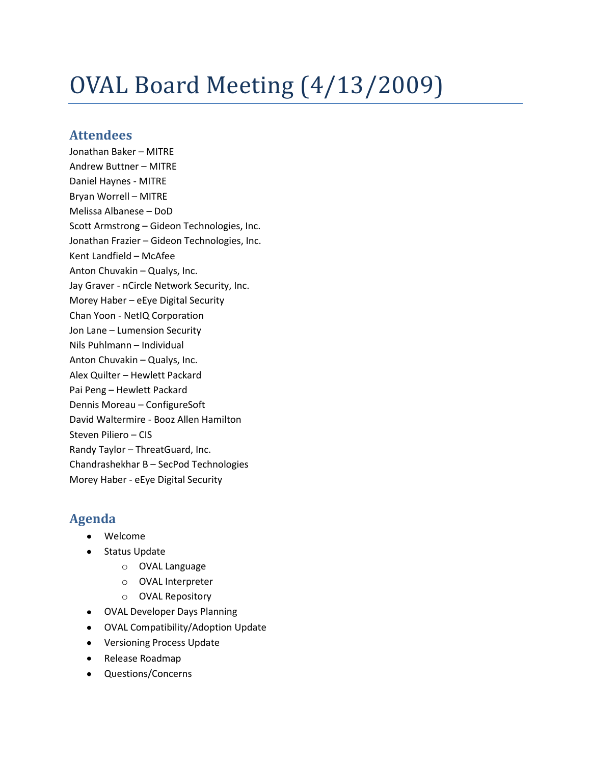# OVAL Board Meeting (4/13/2009)

## Attendees

Jonathan Baker – MITRE
Andrew Buttner – MITRE
Daniel Haynes - MITRE
Bryan Worrell – MITRE
Melissa Albanese – DoD
Scott Armstrong – Gideon Technologies, Inc.
Jonathan Frazier – Gideon Technologies, Inc.
Kent Landfield – McAfee
Anton Chuvakin – Qualys, Inc.
Jay Graver - nCircle Network Security, Inc.
Morey Haber – eEye Digital Security
Chan Yoon - NetIQ Corporation
Jon Lane – Lumension Security
Nils Puhlmann – Individual
Anton Chuvakin – Qualys, Inc.
Alex Quilter – Hewlett Packard
Pai Peng – Hewlett Packard
Dennis Moreau – ConfigureSoft
David Waltermire - Booz Allen Hamilton
Steven Piliero – CIS
Randy Taylor – ThreatGuard, Inc.
Chandrashekhar B – SecPod Technologies
Morey Haber - eEye Digital Security

## Agenda

- Welcome
- Status Update
  - OVAL Language
  - OVAL Interpreter
  - OVAL Repository
- OVAL Developer Days Planning
- OVAL Compatibility/Adoption Update
- Versioning Process Update
- Release Roadmap
- Questions/Concerns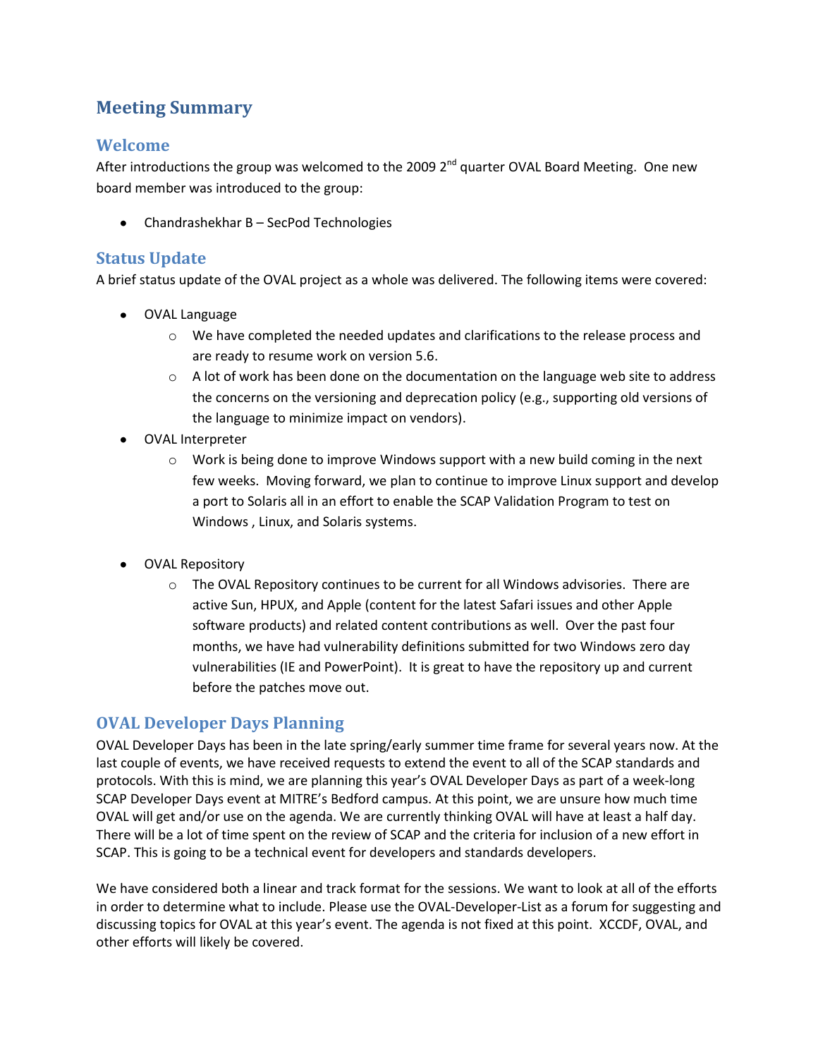# Meeting Summary

## Welcome

After introductions the group was welcomed to the 2009 2nd quarter OVAL Board Meeting. One new board member was introduced to the group:

- Chandrashekhar B – SecPod Technologies

## Status Update

A brief status update of the OVAL project as a whole was delivered. The following items were covered:

- OVAL Language
  - We have completed the needed updates and clarifications to the release process and are ready to resume work on version 5.6.
  - A lot of work has been done on the documentation on the language web site to address the concerns on the versioning and deprecation policy (e.g., supporting old versions of the language to minimize impact on vendors).
- OVAL Interpreter
  - Work is being done to improve Windows support with a new build coming in the next few weeks. Moving forward, we plan to continue to improve Linux support and develop a port to Solaris all in an effort to enable the SCAP Validation Program to test on Windows , Linux, and Solaris systems.
- OVAL Repository
  - The OVAL Repository continues to be current for all Windows advisories. There are active Sun, HPUX, and Apple (content for the latest Safari issues and other Apple software products) and related content contributions as well. Over the past four months, we have had vulnerability definitions submitted for two Windows zero day vulnerabilities (IE and PowerPoint). It is great to have the repository up and current before the patches move out.

## OVAL Developer Days Planning

OVAL Developer Days has been in the late spring/early summer time frame for several years now. At the last couple of events, we have received requests to extend the event to all of the SCAP standards and protocols. With this is mind, we are planning this year's OVAL Developer Days as part of a week-long SCAP Developer Days event at MITRE's Bedford campus. At this point, we are unsure how much time OVAL will get and/or use on the agenda. We are currently thinking OVAL will have at least a half day. There will be a lot of time spent on the review of SCAP and the criteria for inclusion of a new effort in SCAP. This is going to be a technical event for developers and standards developers.

We have considered both a linear and track format for the sessions. We want to look at all of the efforts in order to determine what to include. Please use the OVAL-Developer-List as a forum for suggesting and discussing topics for OVAL at this year's event. The agenda is not fixed at this point. XCCDF, OVAL, and other efforts will likely be covered.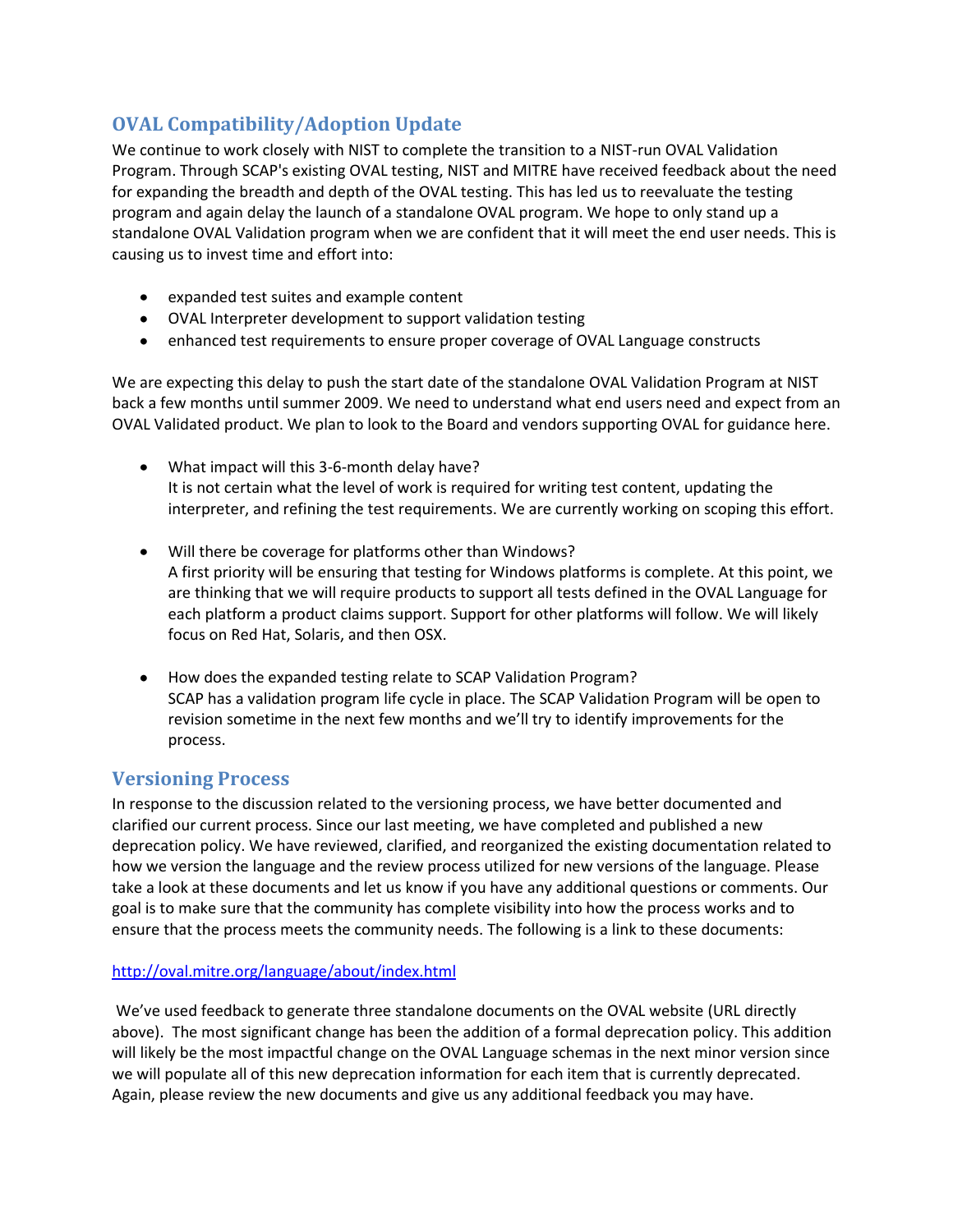## OVAL Compatibility/Adoption Update

We continue to work closely with NIST to complete the transition to a NIST-run OVAL Validation Program. Through SCAP's existing OVAL testing, NIST and MITRE have received feedback about the need for expanding the breadth and depth of the OVAL testing. This has led us to reevaluate the testing program and again delay the launch of a standalone OVAL program. We hope to only stand up a standalone OVAL Validation program when we are confident that it will meet the end user needs. This is causing us to invest time and effort into:

- expanded test suites and example content
- OVAL Interpreter development to support validation testing
- enhanced test requirements to ensure proper coverage of OVAL Language constructs

We are expecting this delay to push the start date of the standalone OVAL Validation Program at NIST back a few months until summer 2009. We need to understand what end users need and expect from an OVAL Validated product. We plan to look to the Board and vendors supporting OVAL for guidance here.

- What impact will this 3-6-month delay have?
  It is not certain what the level of work is required for writing test content, updating the interpreter, and refining the test requirements. We are currently working on scoping this effort.

- Will there be coverage for platforms other than Windows?
  A first priority will be ensuring that testing for Windows platforms is complete. At this point, we are thinking that we will require products to support all tests defined in the OVAL Language for each platform a product claims support. Support for other platforms will follow. We will likely focus on Red Hat, Solaris, and then OSX.

- How does the expanded testing relate to SCAP Validation Program?
  SCAP has a validation program life cycle in place. The SCAP Validation Program will be open to revision sometime in the next few months and we'll try to identify improvements for the process.

## Versioning Process

In response to the discussion related to the versioning process, we have better documented and clarified our current process. Since our last meeting, we have completed and published a new deprecation policy. We have reviewed, clarified, and reorganized the existing documentation related to how we version the language and the review process utilized for new versions of the language. Please take a look at these documents and let us know if you have any additional questions or comments. Our goal is to make sure that the community has complete visibility into how the process works and to ensure that the process meets the community needs. The following is a link to these documents:

http://oval.mitre.org/language/about/index.html

We've used feedback to generate three standalone documents on the OVAL website (URL directly above). The most significant change has been the addition of a formal deprecation policy. This addition will likely be the most impactful change on the OVAL Language schemas in the next minor version since we will populate all of this new deprecation information for each item that is currently deprecated. Again, please review the new documents and give us any additional feedback you may have.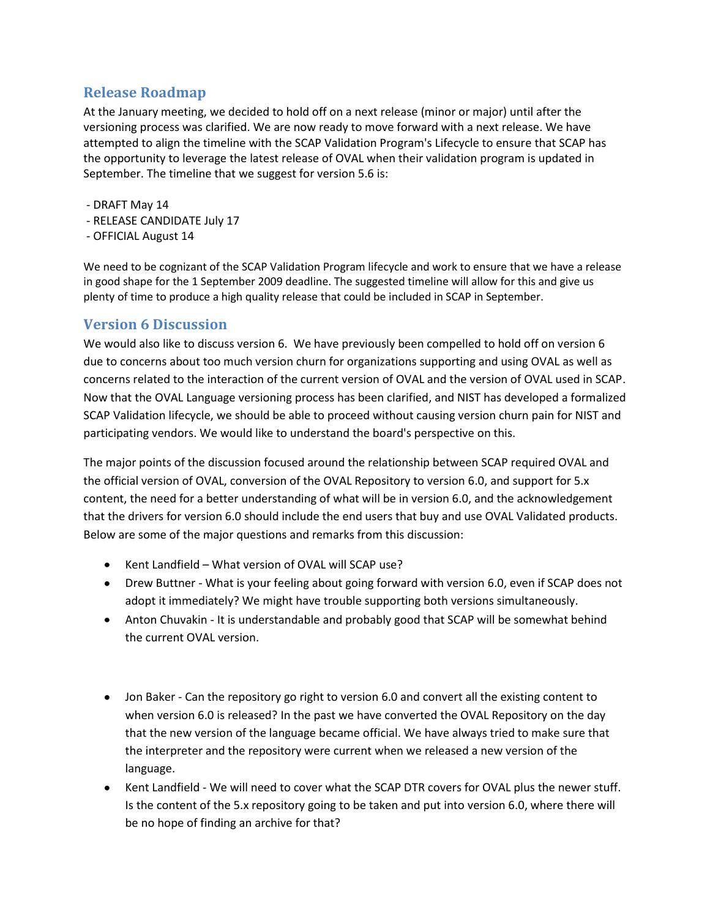## Release Roadmap

At the January meeting, we decided to hold off on a next release (minor or major) until after the versioning process was clarified. We are now ready to move forward with a next release. We have attempted to align the timeline with the SCAP Validation Program's Lifecycle to ensure that SCAP has the opportunity to leverage the latest release of OVAL when their validation program is updated in September. The timeline that we suggest for version 5.6 is:

- DRAFT May 14
- RELEASE CANDIDATE July 17
- OFFICIAL August 14

We need to be cognizant of the SCAP Validation Program lifecycle and work to ensure that we have a release in good shape for the 1 September 2009 deadline. The suggested timeline will allow for this and give us plenty of time to produce a high quality release that could be included in SCAP in September.

## Version 6 Discussion

We would also like to discuss version 6. We have previously been compelled to hold off on version 6 due to concerns about too much version churn for organizations supporting and using OVAL as well as concerns related to the interaction of the current version of OVAL and the version of OVAL used in SCAP. Now that the OVAL Language versioning process has been clarified, and NIST has developed a formalized SCAP Validation lifecycle, we should be able to proceed without causing version churn pain for NIST and participating vendors. We would like to understand the board's perspective on this.

The major points of the discussion focused around the relationship between SCAP required OVAL and the official version of OVAL, conversion of the OVAL Repository to version 6.0, and support for 5.x content, the need for a better understanding of what will be in version 6.0, and the acknowledgement that the drivers for version 6.0 should include the end users that buy and use OVAL Validated products. Below are some of the major questions and remarks from this discussion:

- Kent Landfield – What version of OVAL will SCAP use?
- Drew Buttner - What is your feeling about going forward with version 6.0, even if SCAP does not adopt it immediately? We might have trouble supporting both versions simultaneously.
- Anton Chuvakin - It is understandable and probably good that SCAP will be somewhat behind the current OVAL version.
- Jon Baker - Can the repository go right to version 6.0 and convert all the existing content to when version 6.0 is released? In the past we have converted the OVAL Repository on the day that the new version of the language became official. We have always tried to make sure that the interpreter and the repository were current when we released a new version of the language.
- Kent Landfield - We will need to cover what the SCAP DTR covers for OVAL plus the newer stuff. Is the content of the 5.x repository going to be taken and put into version 6.0, where there will be no hope of finding an archive for that?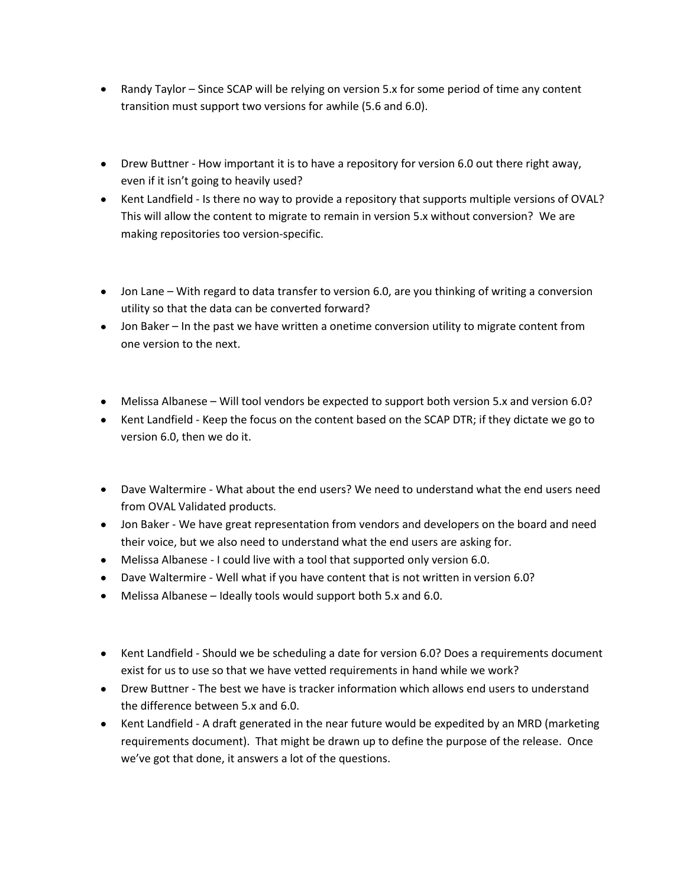- Randy Taylor – Since SCAP will be relying on version 5.x for some period of time any content transition must support two versions for awhile (5.6 and 6.0).

- Drew Buttner - How important it is to have a repository for version 6.0 out there right away, even if it isn't going to heavily used?
- Kent Landfield - Is there no way to provide a repository that supports multiple versions of OVAL? This will allow the content to migrate to remain in version 5.x without conversion? We are making repositories too version-specific.

- Jon Lane – With regard to data transfer to version 6.0, are you thinking of writing a conversion utility so that the data can be converted forward?
- Jon Baker – In the past we have written a onetime conversion utility to migrate content from one version to the next.

- Melissa Albanese – Will tool vendors be expected to support both version 5.x and version 6.0?
- Kent Landfield - Keep the focus on the content based on the SCAP DTR; if they dictate we go to version 6.0, then we do it.

- Dave Waltermire - What about the end users? We need to understand what the end users need from OVAL Validated products.
- Jon Baker - We have great representation from vendors and developers on the board and need their voice, but we also need to understand what the end users are asking for.
- Melissa Albanese - I could live with a tool that supported only version 6.0.
- Dave Waltermire - Well what if you have content that is not written in version 6.0?
- Melissa Albanese – Ideally tools would support both 5.x and 6.0.

- Kent Landfield - Should we be scheduling a date for version 6.0? Does a requirements document exist for us to use so that we have vetted requirements in hand while we work?
- Drew Buttner - The best we have is tracker information which allows end users to understand the difference between 5.x and 6.0.
- Kent Landfield - A draft generated in the near future would be expedited by an MRD (marketing requirements document). That might be drawn up to define the purpose of the release. Once we've got that done, it answers a lot of the questions.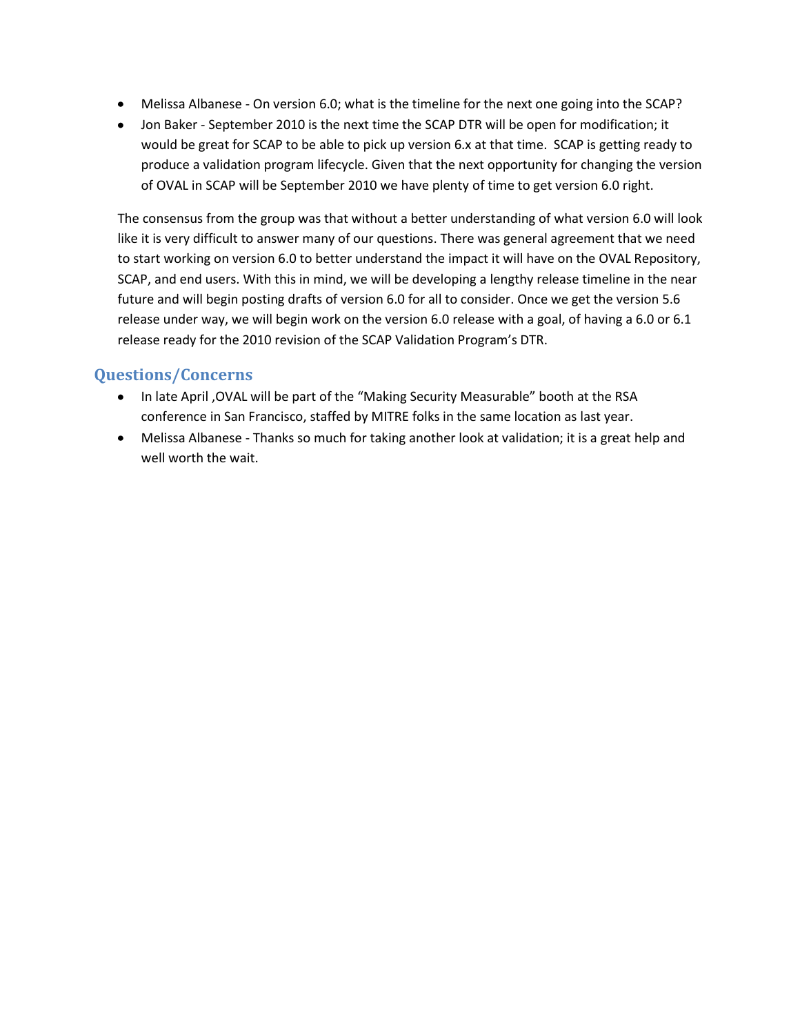- Melissa Albanese - On version 6.0; what is the timeline for the next one going into the SCAP?
- Jon Baker - September 2010 is the next time the SCAP DTR will be open for modification; it would be great for SCAP to be able to pick up version 6.x at that time. SCAP is getting ready to produce a validation program lifecycle. Given that the next opportunity for changing the version of OVAL in SCAP will be September 2010 we have plenty of time to get version 6.0 right.

The consensus from the group was that without a better understanding of what version 6.0 will look like it is very difficult to answer many of our questions. There was general agreement that we need to start working on version 6.0 to better understand the impact it will have on the OVAL Repository, SCAP, and end users. With this in mind, we will be developing a lengthy release timeline in the near future and will begin posting drafts of version 6.0 for all to consider. Once we get the version 5.6 release under way, we will begin work on the version 6.0 release with a goal, of having a 6.0 or 6.1 release ready for the 2010 revision of the SCAP Validation Program's DTR.

## Questions/Concerns

- In late April ,OVAL will be part of the "Making Security Measurable" booth at the RSA conference in San Francisco, staffed by MITRE folks in the same location as last year.
- Melissa Albanese - Thanks so much for taking another look at validation; it is a great help and well worth the wait.